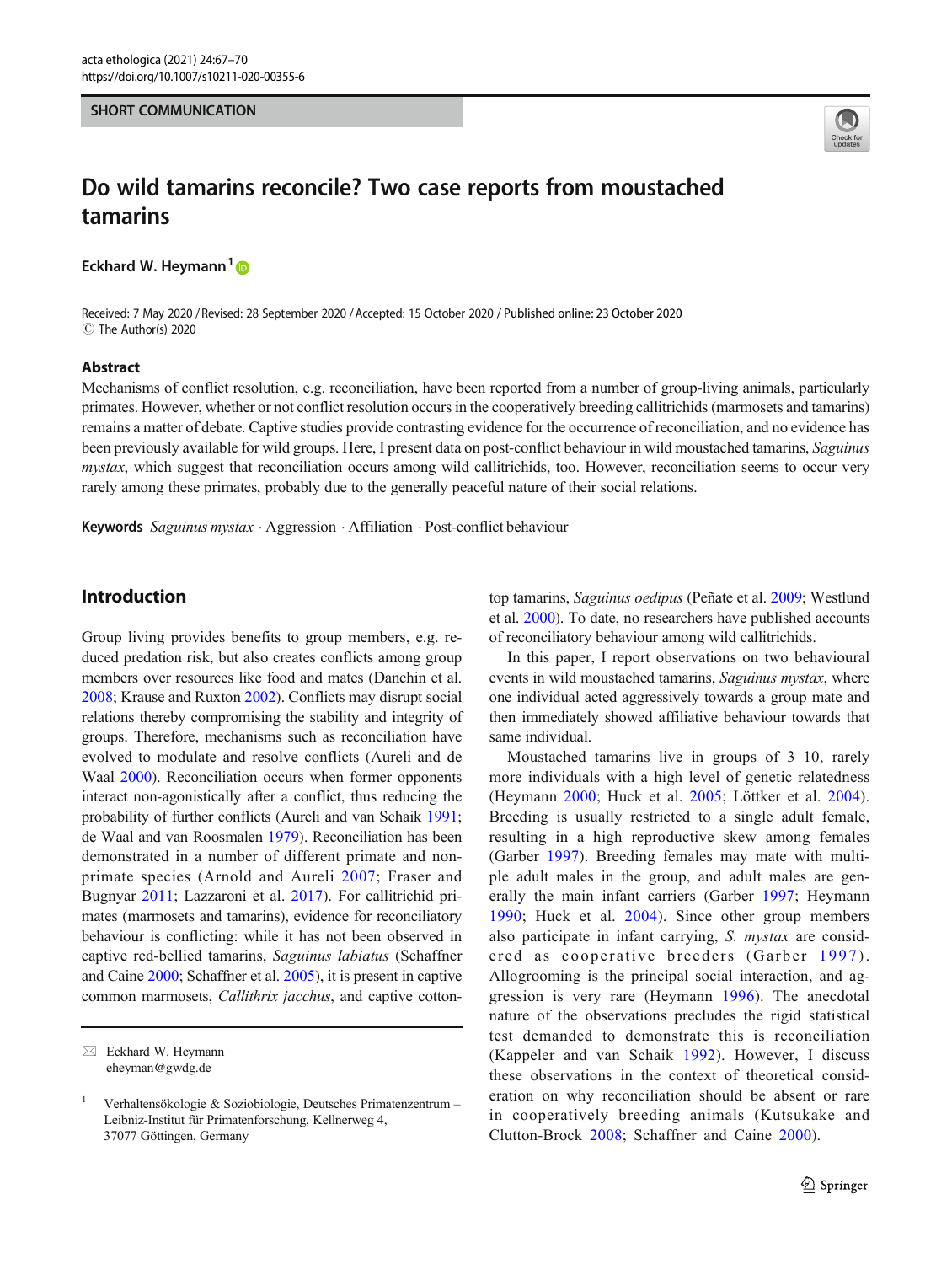SHORT COMMUNICATION

# Do wild tamarins reconcile? Two case reports from moustached tamarins

**Eckhard W. Heymann**[1]

Received: 7 May 2020 / Revised: 28 September 2020 / Accepted: 15 October 2020 / Published online: 23 October 2020
© The Author(s) 2020

## Abstract

Mechanisms of conflict resolution, e.g. reconciliation, have been reported from a number of group-living animals, particularly primates. However, whether or not conflict resolution occurs in the cooperatively breeding callitrichids (marmosets and tamarins) remains a matter of debate. Captive studies provide contrasting evidence for the occurrence of reconciliation, and no evidence has been previously available for wild groups. Here, I present data on post-conflict behaviour in wild moustached tamarins, *Saguinus mystax*, which suggest that reconciliation occurs among wild callitrichids, too. However, reconciliation seems to occur very rarely among these primates, probably due to the generally peaceful nature of their social relations.

**Keywords** *Saguinus mystax* · Aggression · Affiliation · Post-conflict behaviour

## Introduction

Group living provides benefits to group members, e.g. reduced predation risk, but also creates conflicts among group members over resources like food and mates (Danchin et al. 2008; Krause and Ruxton 2002). Conflicts may disrupt social relations thereby compromising the stability and integrity of groups. Therefore, mechanisms such as reconciliation have evolved to modulate and resolve conflicts (Aureli and de Waal 2000). Reconciliation occurs when former opponents interact non-agonistically after a conflict, thus reducing the probability of further conflicts (Aureli and van Schaik 1991; de Waal and van Roosmalen 1979). Reconciliation has been demonstrated in a number of different primate and non-primate species (Arnold and Aureli 2007; Fraser and Bugnyar 2011; Lazzaroni et al. 2017). For callitrichid primates (marmosets and tamarins), evidence for reconciliatory behaviour is conflicting: while it has not been observed in captive red-bellied tamarins, *Saguinus labiatus* (Schaffner and Caine 2000; Schaffner et al. 2005), it is present in captive common marmosets, *Callithrix jacchus*, and captive cotton-top tamarins, *Saguinus oedipus* (Peñate et al. 2009; Westlund et al. 2000). To date, no researchers have published accounts of reconciliatory behaviour among wild callitrichids.

In this paper, I report observations on two behavioural events in wild moustached tamarins, *Saguinus mystax*, where one individual acted aggressively towards a group mate and then immediately showed affiliative behaviour towards that same individual.

Moustached tamarins live in groups of 3–10, rarely more individuals with a high level of genetic relatedness (Heymann 2000; Huck et al. 2005; Löttker et al. 2004). Breeding is usually restricted to a single adult female, resulting in a high reproductive skew among females (Garber 1997). Breeding females may mate with multiple adult males in the group, and adult males are generally the main infant carriers (Garber 1997; Heymann 1990; Huck et al. 2004). Since other group members also participate in infant carrying, *S. mystax* are considered as cooperative breeders (Garber 1997). Allogrooming is the principal social interaction, and aggression is very rare (Heymann 1996). The anecdotal nature of the observations precludes the rigid statistical test demanded to demonstrate this is reconciliation (Kappeler and van Schaik 1992). However, I discuss these observations in the context of theoretical consideration on why reconciliation should be absent or rare in cooperatively breeding animals (Kutsukake and Clutton-Brock 2008; Schaffner and Caine 2000).

---

✉ Eckhard W. Heymann
eheyman@gwdg.de

[1] Verhaltensökologie & Soziobiologie, Deutsches Primatenzentrum – Leibniz-Institut für Primatenforschung, Kellnerweg 4, 37077 Göttingen, Germany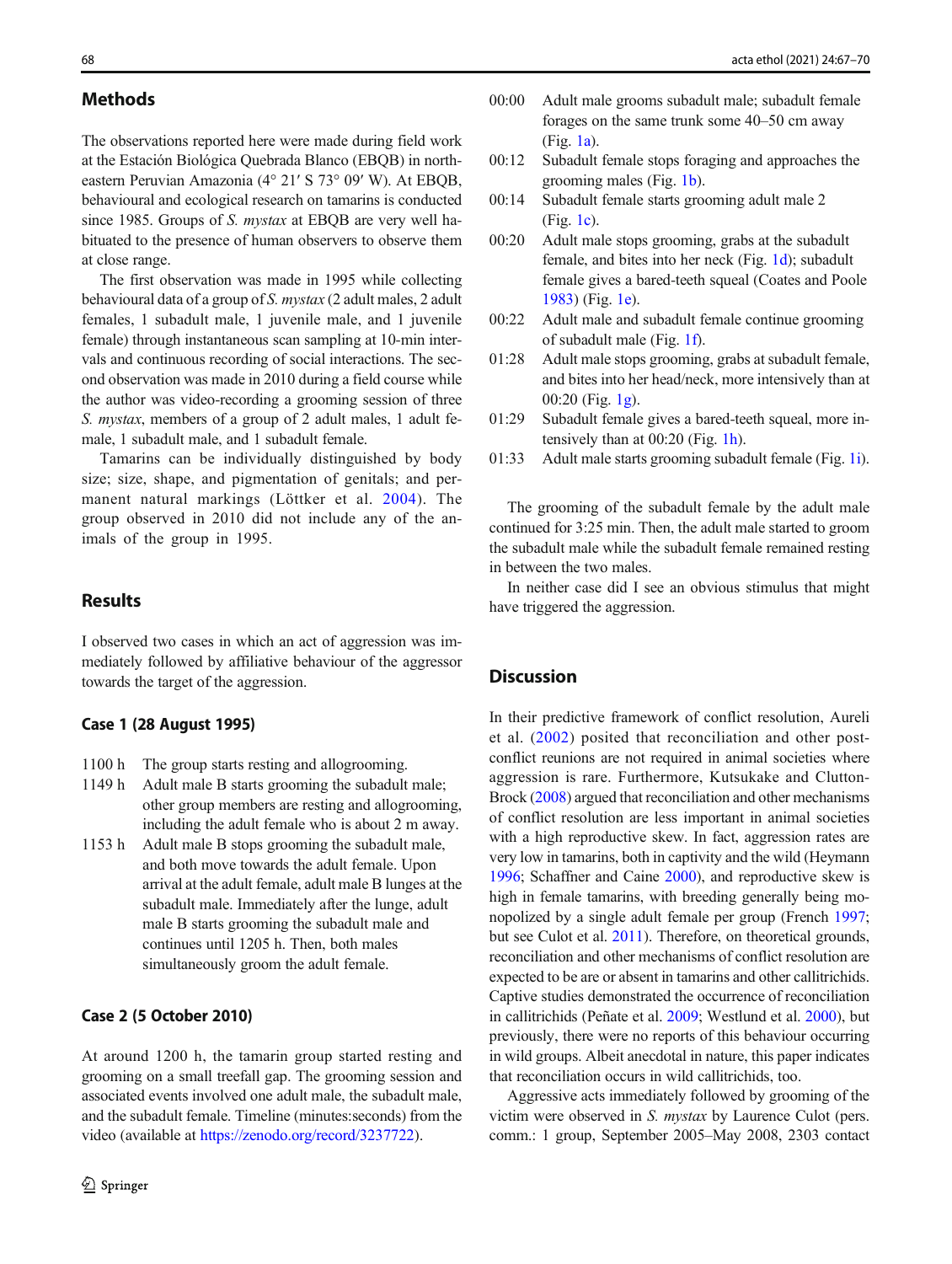## Methods

The observations reported here were made during field work at the Estación Biológica Quebrada Blanco (EBQB) in northeastern Peruvian Amazonia (4° 21′ S 73° 09′ W). At EBQB, behavioural and ecological research on tamarins is conducted since 1985. Groups of *S. mystax* at EBQB are very well habituated to the presence of human observers to observe them at close range.

The first observation was made in 1995 while collecting behavioural data of a group of *S. mystax* (2 adult males, 2 adult females, 1 subadult male, 1 juvenile male, and 1 juvenile female) through instantaneous scan sampling at 10-min intervals and continuous recording of social interactions. The second observation was made in 2010 during a field course while the author was video-recording a grooming session of three *S. mystax*, members of a group of 2 adult males, 1 adult female, 1 subadult male, and 1 subadult female.

Tamarins can be individually distinguished by body size; size, shape, and pigmentation of genitals; and permanent natural markings (Löttker et al. 2004). The group observed in 2010 did not include any of the animals of the group in 1995.

## Results

I observed two cases in which an act of aggression was immediately followed by affiliative behaviour of the aggressor towards the target of the aggression.

### Case 1 (28 August 1995)

- 1100 h The group starts resting and allogrooming.
- 1149 h Adult male B starts grooming the subadult male; other group members are resting and allogrooming, including the adult female who is about 2 m away.
- 1153 h Adult male B stops grooming the subadult male, and both move towards the adult female. Upon arrival at the adult female, adult male B lunges at the subadult male. Immediately after the lunge, adult male B starts grooming the subadult male and continues until 1205 h. Then, both males simultaneously groom the adult female.

### Case 2 (5 October 2010)

At around 1200 h, the tamarin group started resting and grooming on a small treefall gap. The grooming session and associated events involved one adult male, the subadult male, and the subadult female. Timeline (minutes:seconds) from the video (available at https://zenodo.org/record/3237722).

- 00:00 Adult male grooms subadult male; subadult female forages on the same trunk some 40–50 cm away (Fig. 1a).
- 00:12 Subadult female stops foraging and approaches the grooming males (Fig. 1b).
- 00:14 Subadult female starts grooming adult male 2 (Fig. 1c).
- 00:20 Adult male stops grooming, grabs at the subadult female, and bites into her neck (Fig. 1d); subadult female gives a bared-teeth squeal (Coates and Poole 1983) (Fig. 1e).
- 00:22 Adult male and subadult female continue grooming of subadult male (Fig. 1f).
- 01:28 Adult male stops grooming, grabs at subadult female, and bites into her head/neck, more intensively than at 00:20 (Fig. 1g).
- 01:29 Subadult female gives a bared-teeth squeal, more intensively than at 00:20 (Fig. 1h).
- 01:33 Adult male starts grooming subadult female (Fig. 1i).

The grooming of the subadult female by the adult male continued for 3:25 min. Then, the adult male started to groom the subadult male while the subadult female remained resting in between the two males.

In neither case did I see an obvious stimulus that might have triggered the aggression.

## Discussion

In their predictive framework of conflict resolution, Aureli et al. (2002) posited that reconciliation and other post-conflict reunions are not required in animal societies where aggression is rare. Furthermore, Kutsukake and Clutton-Brock (2008) argued that reconciliation and other mechanisms of conflict resolution are less important in animal societies with a high reproductive skew. In fact, aggression rates are very low in tamarins, both in captivity and the wild (Heymann 1996; Schaffner and Caine 2000), and reproductive skew is high in female tamarins, with breeding generally being monopolized by a single adult female per group (French 1997; but see Culot et al. 2011). Therefore, on theoretical grounds, reconciliation and other mechanisms of conflict resolution are expected to be are or absent in tamarins and other callitrichids. Captive studies demonstrated the occurrence of reconciliation in callitrichids (Peñate et al. 2009; Westlund et al. 2000), but previously, there were no reports of this behaviour occurring in wild groups. Albeit anecdotal in nature, this paper indicates that reconciliation occurs in wild callitrichids, too.

Aggressive acts immediately followed by grooming of the victim were observed in *S. mystax* by Laurence Culot (pers. comm.: 1 group, September 2005–May 2008, 2303 contact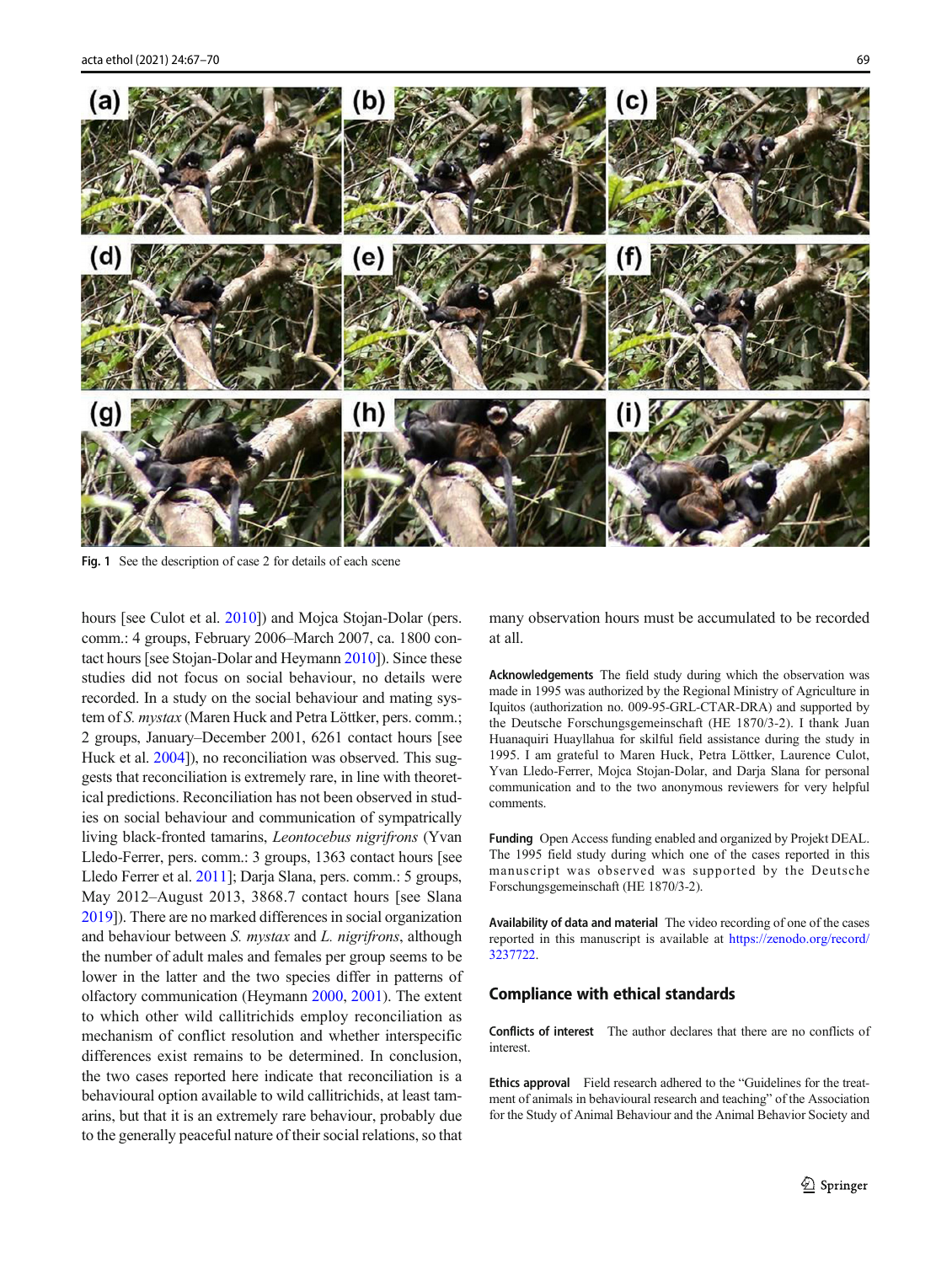Fig. 1 See the description of case 2 for details of each scene

hours [see Culot et al. 2010]) and Mojca Stojan-Dolar (pers. comm.: 4 groups, February 2006–March 2007, ca. 1800 contact hours [see Stojan-Dolar and Heymann 2010]). Since these studies did not focus on social behaviour, no details were recorded. In a study on the social behaviour and mating system of *S. mystax* (Maren Huck and Petra Löttker, pers. comm.; 2 groups, January–December 2001, 6261 contact hours [see Huck et al. 2004]), no reconciliation was observed. This suggests that reconciliation is extremely rare, in line with theoretical predictions. Reconciliation has not been observed in studies on social behaviour and communication of sympatrically living black-fronted tamarins, *Leontocebus nigrifrons* (Yvan Lledo-Ferrer, pers. comm.: 3 groups, 1363 contact hours [see Lledo Ferrer et al. 2011]; Darja Slana, pers. comm.: 5 groups, May 2012–August 2013, 3868.7 contact hours [see Slana 2019]). There are no marked differences in social organization and behaviour between *S. mystax* and *L. nigrifrons*, although the number of adult males and females per group seems to be lower in the latter and the two species differ in patterns of olfactory communication (Heymann 2000, 2001). The extent to which other wild callitrichids employ reconciliation as mechanism of conflict resolution and whether interspecific differences exist remains to be determined. In conclusion, the two cases reported here indicate that reconciliation is a behavioural option available to wild callitrichids, at least tamarins, but that it is an extremely rare behaviour, probably due to the generally peaceful nature of their social relations, so that many observation hours must be accumulated to be recorded at all.

**Acknowledgements** The field study during which the observation was made in 1995 was authorized by the Regional Ministry of Agriculture in Iquitos (authorization no. 009-95-GRL-CTAR-DRA) and supported by the Deutsche Forschungsgemeinschaft (HE 1870/3-2). I thank Juan Huanaquiri Huayllahua for skilful field assistance during the study in 1995. I am grateful to Maren Huck, Petra Löttker, Laurence Culot, Yvan Lledo-Ferrer, Mojca Stojan-Dolar, and Darja Slana for personal communication and to the two anonymous reviewers for very helpful comments.

**Funding** Open Access funding enabled and organized by Projekt DEAL. The 1995 field study during which one of the cases reported in this manuscript was observed was supported by the Deutsche Forschungsgemeinschaft (HE 1870/3-2).

**Availability of data and material** The video recording of one of the cases reported in this manuscript is available at https://zenodo.org/record/3237722.

## Compliance with ethical standards

**Conflicts of interest** The author declares that there are no conflicts of interest.

**Ethics approval** Field research adhered to the "Guidelines for the treatment of animals in behavioural research and teaching" of the Association for the Study of Animal Behaviour and the Animal Behavior Society and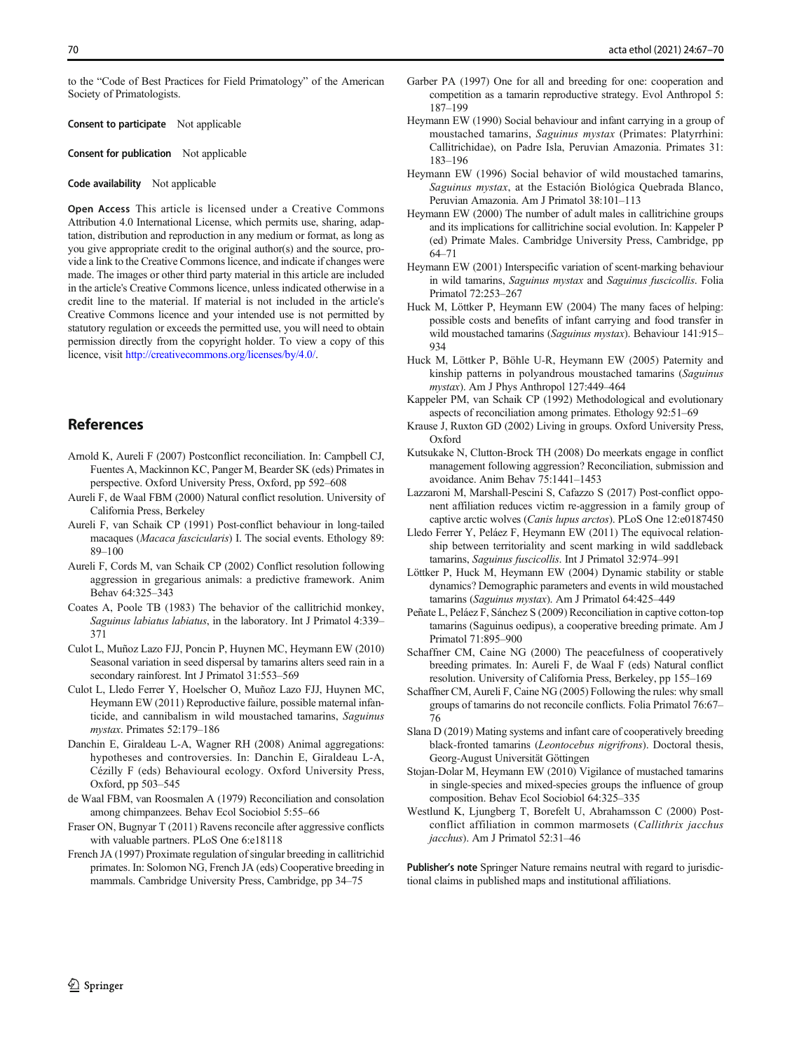to the "Code of Best Practices for Field Primatology" of the American Society of Primatologists.

**Consent to participate** Not applicable

**Consent for publication** Not applicable

**Code availability** Not applicable

**Open Access** This article is licensed under a Creative Commons Attribution 4.0 International License, which permits use, sharing, adaptation, distribution and reproduction in any medium or format, as long as you give appropriate credit to the original author(s) and the source, provide a link to the Creative Commons licence, and indicate if changes were made. The images or other third party material in this article are included in the article's Creative Commons licence, unless indicated otherwise in a credit line to the material. If material is not included in the article's Creative Commons licence and your intended use is not permitted by statutory regulation or exceeds the permitted use, you will need to obtain permission directly from the copyright holder. To view a copy of this licence, visit http://creativecommons.org/licenses/by/4.0/.

## References

Arnold K, Aureli F (2007) Postconflict reconciliation. In: Campbell CJ, Fuentes A, Mackinnon KC, Panger M, Bearder SK (eds) Primates in perspective. Oxford University Press, Oxford, pp 592–608

Aureli F, de Waal FBM (2000) Natural conflict resolution. University of California Press, Berkeley

Aureli F, van Schaik CP (1991) Post-conflict behaviour in long-tailed macaques (*Macaca fascicularis*) I. The social events. Ethology 89: 89–100

Aureli F, Cords M, van Schaik CP (2002) Conflict resolution following aggression in gregarious animals: a predictive framework. Anim Behav 64:325–343

Coates A, Poole TB (1983) The behavior of the callitrichid monkey, *Saguinus labiatus labiatus*, in the laboratory. Int J Primatol 4:339–371

Culot L, Muñoz Lazo FJJ, Poncin P, Huynen MC, Heymann EW (2010) Seasonal variation in seed dispersal by tamarins alters seed rain in a secondary rainforest. Int J Primatol 31:553–569

Culot L, Lledo Ferrer Y, Hoelscher O, Muñoz Lazo FJJ, Huynen MC, Heymann EW (2011) Reproductive failure, possible maternal infanticide, and cannibalism in wild moustached tamarins, *Saguinus mystax*. Primates 52:179–186

Danchin E, Giraldeau L-A, Wagner RH (2008) Animal aggregations: hypotheses and controversies. In: Danchin E, Giraldeau L-A, Cézilly F (eds) Behavioural ecology. Oxford University Press, Oxford, pp 503–545

de Waal FBM, van Roosmalen A (1979) Reconciliation and consolation among chimpanzees. Behav Ecol Sociobiol 5:55–66

Fraser ON, Bugnyar T (2011) Ravens reconcile after aggressive conflicts with valuable partners. PLoS One 6:e18118

French JA (1997) Proximate regulation of singular breeding in callitrichid primates. In: Solomon NG, French JA (eds) Cooperative breeding in mammals. Cambridge University Press, Cambridge, pp 34–75

Garber PA (1997) One for all and breeding for one: cooperation and competition as a tamarin reproductive strategy. Evol Anthropol 5: 187–199

Heymann EW (1990) Social behaviour and infant carrying in a group of moustached tamarins, *Saguinus mystax* (Primates: Platyrrhini: Callitrichidae), on Padre Isla, Peruvian Amazonia. Primates 31: 183–196

Heymann EW (1996) Social behavior of wild moustached tamarins, *Saguinus mystax*, at the Estación Biológica Quebrada Blanco, Peruvian Amazonia. Am J Primatol 38:101–113

Heymann EW (2000) The number of adult males in callitrichine groups and its implications for callitrichine social evolution. In: Kappeler P (ed) Primate Males. Cambridge University Press, Cambridge, pp 64–71

Heymann EW (2001) Interspecific variation of scent-marking behaviour in wild tamarins, *Saguinus mystax* and *Saguinus fuscicollis*. Folia Primatol 72:253–267

Huck M, Löttker P, Heymann EW (2004) The many faces of helping: possible costs and benefits of infant carrying and food transfer in wild moustached tamarins (*Saguinus mystax*). Behaviour 141:915–934

Huck M, Löttker P, Böhle U-R, Heymann EW (2005) Paternity and kinship patterns in polyandrous moustached tamarins (*Saguinus mystax*). Am J Phys Anthropol 127:449–464

Kappeler PM, van Schaik CP (1992) Methodological and evolutionary aspects of reconciliation among primates. Ethology 92:51–69

Krause J, Ruxton GD (2002) Living in groups. Oxford University Press, Oxford

Kutsukake N, Clutton-Brock TH (2008) Do meerkats engage in conflict management following aggression? Reconciliation, submission and avoidance. Anim Behav 75:1441–1453

Lazzaroni M, Marshall-Pescini S, Cafazzo S (2017) Post-conflict opponent affiliation reduces victim re-aggression in a family group of captive arctic wolves (*Canis lupus arctos*). PLoS One 12:e0187450

Lledo Ferrer Y, Peláez F, Heymann EW (2011) The equivocal relationship between territoriality and scent marking in wild saddleback tamarins, *Saguinus fuscicollis*. Int J Primatol 32:974–991

Löttker P, Huck M, Heymann EW (2004) Dynamic stability or stable dynamics? Demographic parameters and events in wild moustached tamarins (*Saguinus mystax*). Am J Primatol 64:425–449

Peñate L, Peláez F, Sánchez S (2009) Reconciliation in captive cotton-top tamarins (Saguinus oedipus), a cooperative breeding primate. Am J Primatol 71:895–900

Schaffner CM, Caine NG (2000) The peacefulness of cooperatively breeding primates. In: Aureli F, de Waal F (eds) Natural conflict resolution. University of California Press, Berkeley, pp 155–169

Schaffner CM, Aureli F, Caine NG (2005) Following the rules: why small groups of tamarins do not reconcile conflicts. Folia Primatol 76:67–76

Slana D (2019) Mating systems and infant care of cooperatively breeding black-fronted tamarins (*Leontocebus nigrifrons*). Doctoral thesis, Georg-August Universität Göttingen

Stojan-Dolar M, Heymann EW (2010) Vigilance of mustached tamarins in single-species and mixed-species groups the influence of group composition. Behav Ecol Sociobiol 64:325–335

Westlund K, Ljungberg T, Borefelt U, Abrahamsson C (2000) Post-conflict affiliation in common marmosets (*Callithrix jacchus jacchus*). Am J Primatol 52:31–46

**Publisher's note** Springer Nature remains neutral with regard to jurisdictional claims in published maps and institutional affiliations.